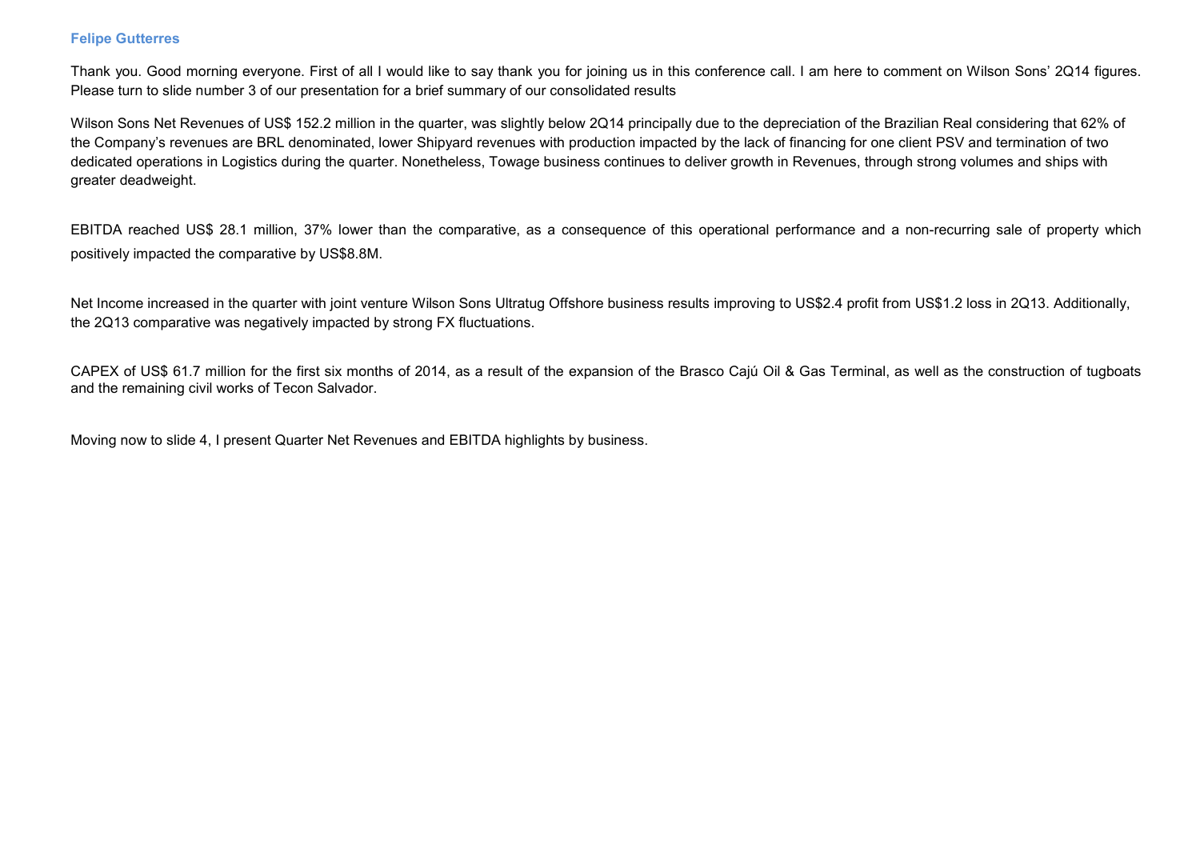**Felipe Gutterres**

Thank you. Good morning everyone. First of all I would like to say thank you for joining us in this conference call. I am here to comment on Wilson Sons' 2Q14 figures. Please turn to slide number 3 of our presentation for a brief summary of our consolidated results

Wilson Sons Net Revenues of US$ 152.2 million in the quarter, was slightly below 2Q14 principally due to the depreciation of the Brazilian Real considering that 62% of the Company's revenues are BRL denominated, lower Shipyard revenues with production impacted by the lack of financing for one client PSV and termination of two dedicated operations in Logistics during the quarter. Nonetheless, Towage business continues to deliver growth in Revenues, through strong volumes and ships with greater deadweight.

EBITDA reached US$ 28.1 million, 37% lower than the comparative, as a consequence of this operational performance and a non-recurring sale of property which positively impacted the comparative by US$8.8M.

Net Income increased in the quarter with joint venture Wilson Sons Ultratug Offshore business results improving to US$2.4 profit from US$1.2 loss in 2Q13. Additionally, the 2Q13 comparative was negatively impacted by strong FX fluctuations.

CAPEX of US$ 61.7 million for the first six months of 2014, as a result of the expansion of the Brasco Cajú Oil & Gas Terminal, as well as the construction of tugboats and the remaining civil works of Tecon Salvador.

Moving now to slide 4, I present Quarter Net Revenues and EBITDA highlights by business.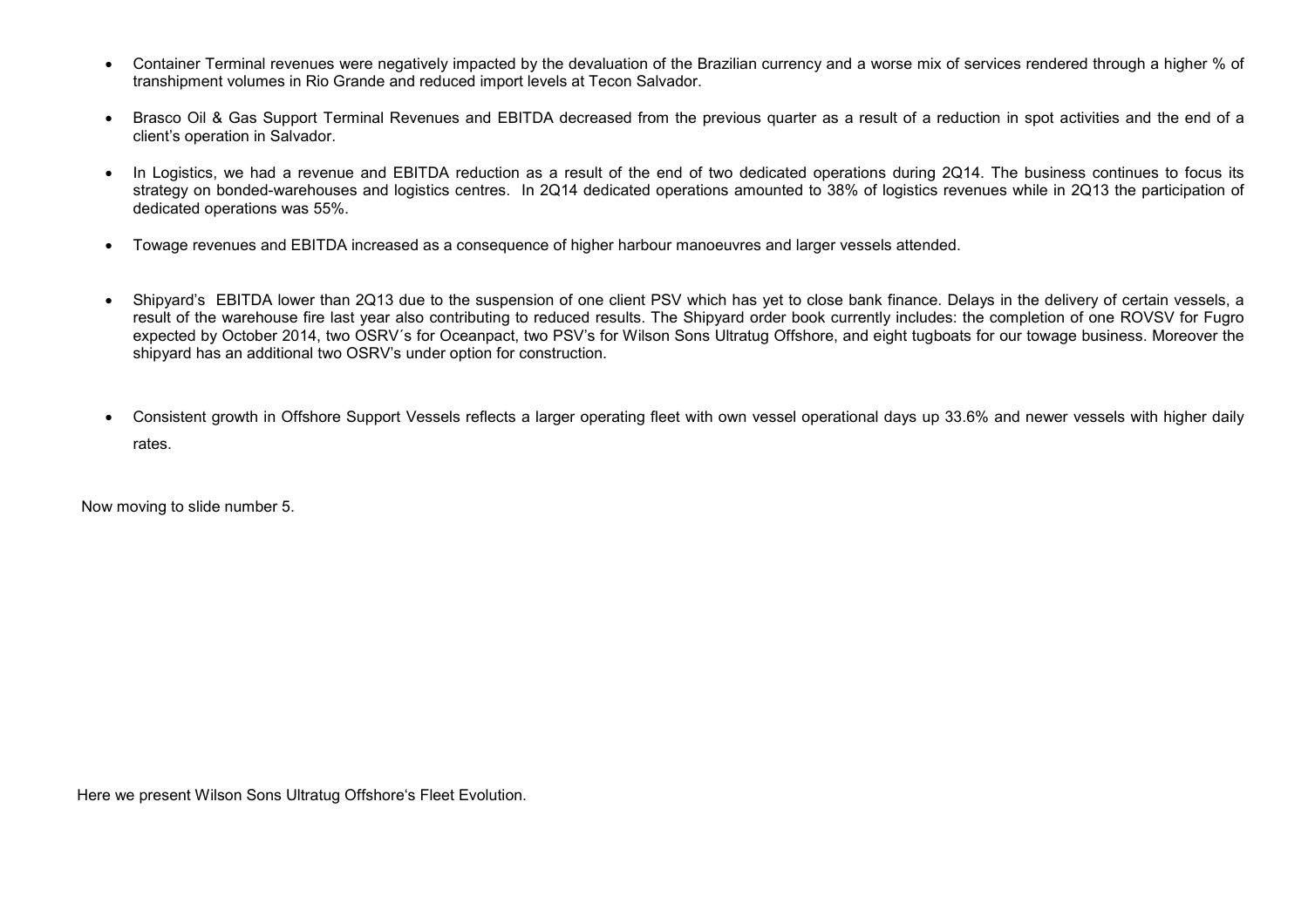- Container Terminal revenues were negatively impacted by the devaluation of the Brazilian currency and a worse mix of services rendered through a higher % of transhipment volumes in Rio Grande and reduced import levels at Tecon Salvador.

- Brasco Oil & Gas Support Terminal Revenues and EBITDA decreased from the previous quarter as a result of a reduction in spot activities and the end of a client's operation in Salvador.

- In Logistics, we had a revenue and EBITDA reduction as a result of the end of two dedicated operations during 2Q14. The business continues to focus its strategy on bonded-warehouses and logistics centres. In 2Q14 dedicated operations amounted to 38% of logistics revenues while in 2Q13 the participation of dedicated operations was 55%.

- Towage revenues and EBITDA increased as a consequence of higher harbour manoeuvres and larger vessels attended.

- Shipyard's EBITDA lower than 2Q13 due to the suspension of one client PSV which has yet to close bank finance. Delays in the delivery of certain vessels, a result of the warehouse fire last year also contributing to reduced results. The Shipyard order book currently includes: the completion of one ROVSV for Fugro expected by October 2014, two OSRV´s for Oceanpact, two PSV's for Wilson Sons Ultratug Offshore, and eight tugboats for our towage business. Moreover the shipyard has an additional two OSRV's under option for construction.

- Consistent growth in Offshore Support Vessels reflects a larger operating fleet with own vessel operational days up 33.6% and newer vessels with higher daily rates.

Now moving to slide number 5.

Here we present Wilson Sons Ultratug Offshore's Fleet Evolution.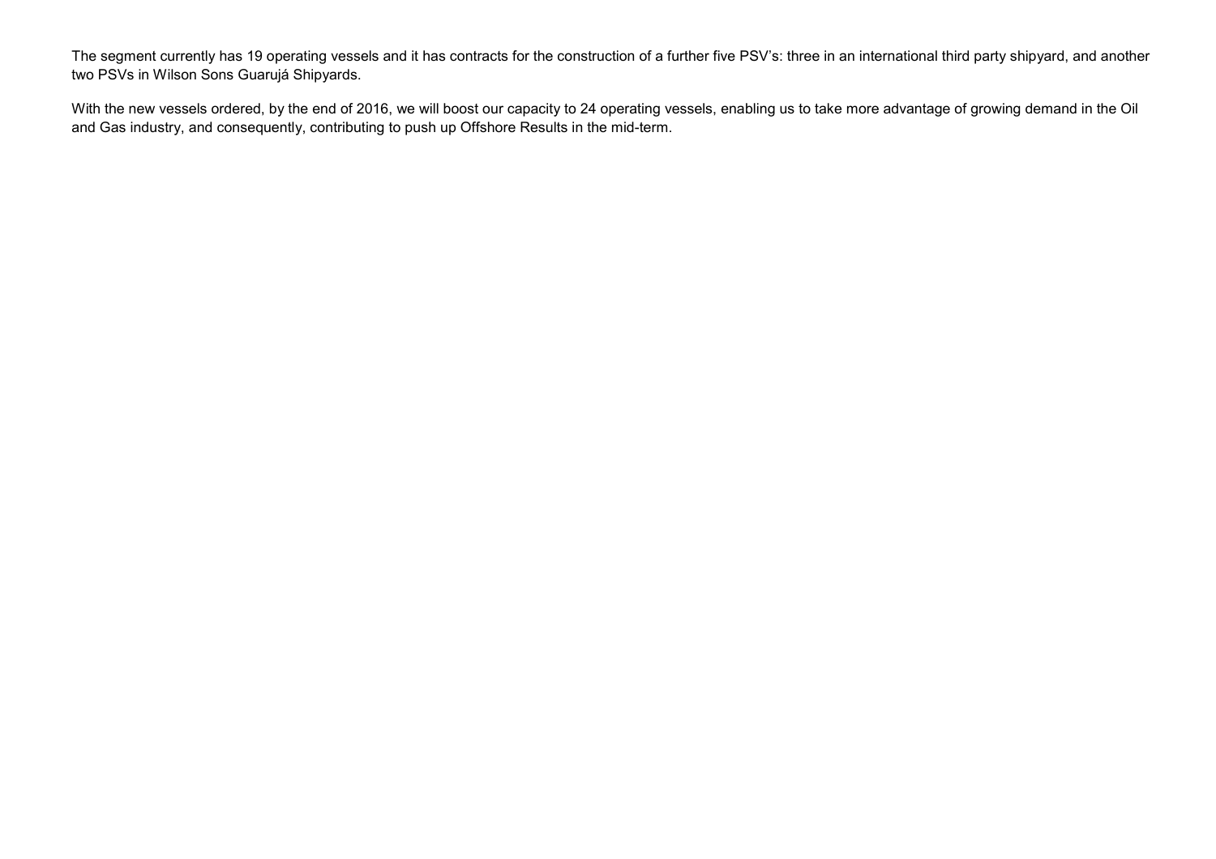The segment currently has 19 operating vessels and it has contracts for the construction of a further five PSV's: three in an international third party shipyard, and another two PSVs in Wilson Sons Guarujá Shipyards.

With the new vessels ordered, by the end of 2016, we will boost our capacity to 24 operating vessels, enabling us to take more advantage of growing demand in the Oil and Gas industry, and consequently, contributing to push up Offshore Results in the mid-term.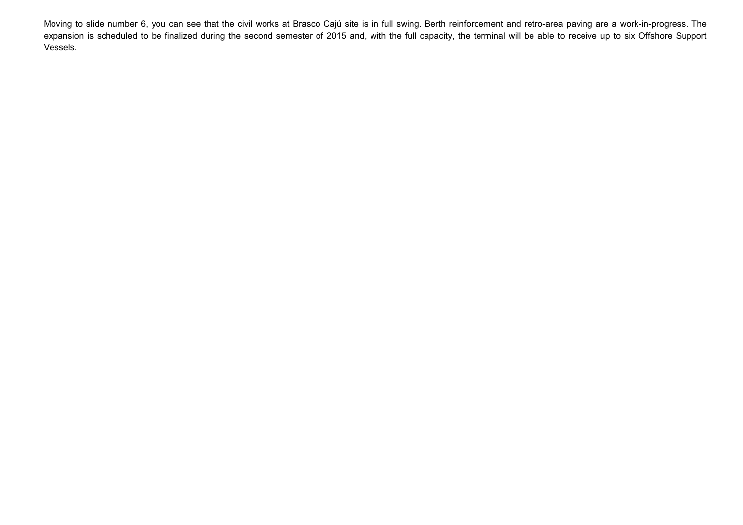Moving to slide number 6, you can see that the civil works at Brasco Cajú site is in full swing. Berth reinforcement and retro-area paving are a work-in-progress. The expansion is scheduled to be finalized during the second semester of 2015 and, with the full capacity, the terminal will be able to receive up to six Offshore Support Vessels.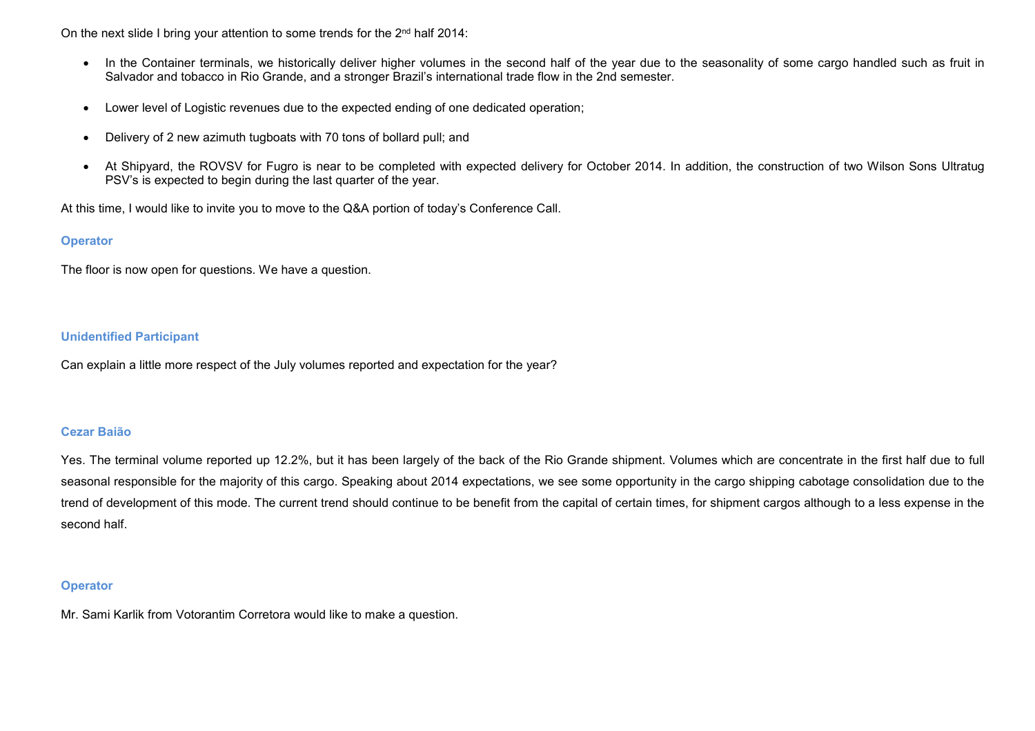On the next slide I bring your attention to some trends for the 2nd half 2014:

- In the Container terminals, we historically deliver higher volumes in the second half of the year due to the seasonality of some cargo handled such as fruit in Salvador and tobacco in Rio Grande, and a stronger Brazil's international trade flow in the 2nd semester.
- Lower level of Logistic revenues due to the expected ending of one dedicated operation;
- Delivery of 2 new azimuth tugboats with 70 tons of bollard pull; and
- At Shipyard, the ROVSV for Fugro is near to be completed with expected delivery for October 2014. In addition, the construction of two Wilson Sons Ultratug PSV's is expected to begin during the last quarter of the year.

At this time, I would like to invite you to move to the Q&A portion of today's Conference Call.

**Operator**

The floor is now open for questions. We have a question.

**Unidentified Participant**

Can explain a little more respect of the July volumes reported and expectation for the year?

**Cezar Baião**

Yes. The terminal volume reported up 12.2%, but it has been largely of the back of the Rio Grande shipment. Volumes which are concentrate in the first half due to full seasonal responsible for the majority of this cargo. Speaking about 2014 expectations, we see some opportunity in the cargo shipping cabotage consolidation due to the trend of development of this mode. The current trend should continue to be benefit from the capital of certain times, for shipment cargos although to a less expense in the second half.

**Operator**

Mr. Sami Karlik from Votorantim Corretora would like to make a question.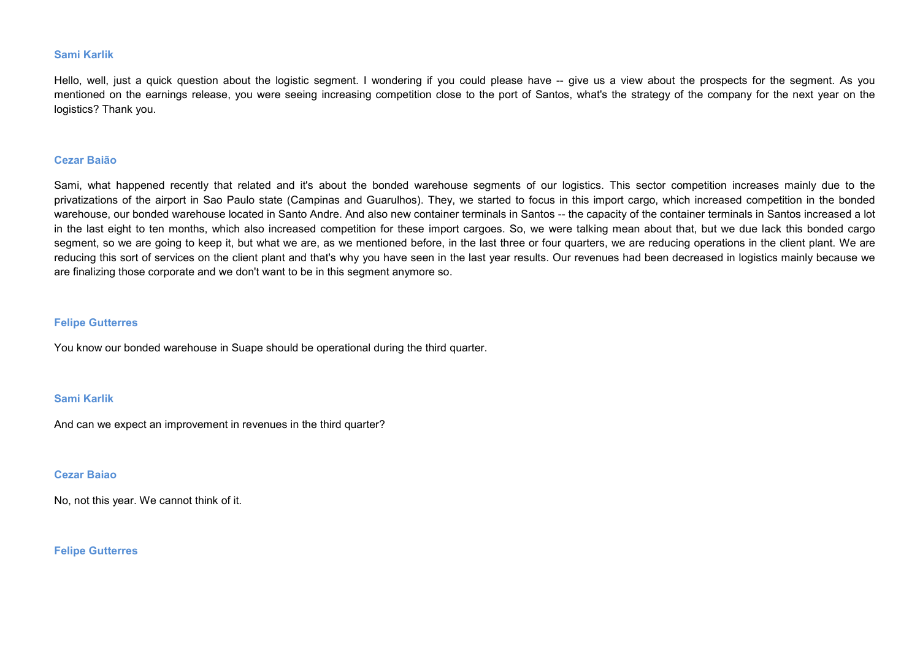**Sami Karlik**

Hello, well, just a quick question about the logistic segment. I wondering if you could please have -- give us a view about the prospects for the segment. As you mentioned on the earnings release, you were seeing increasing competition close to the port of Santos, what's the strategy of the company for the next year on the logistics? Thank you.

**Cezar Baião**

Sami, what happened recently that related and it's about the bonded warehouse segments of our logistics. This sector competition increases mainly due to the privatizations of the airport in Sao Paulo state (Campinas and Guarulhos). They, we started to focus in this import cargo, which increased competition in the bonded warehouse, our bonded warehouse located in Santo Andre. And also new container terminals in Santos -- the capacity of the container terminals in Santos increased a lot in the last eight to ten months, which also increased competition for these import cargoes. So, we were talking mean about that, but we due lack this bonded cargo segment, so we are going to keep it, but what we are, as we mentioned before, in the last three or four quarters, we are reducing operations in the client plant. We are reducing this sort of services on the client plant and that's why you have seen in the last year results. Our revenues had been decreased in logistics mainly because we are finalizing those corporate and we don't want to be in this segment anymore so.

**Felipe Gutterres**

You know our bonded warehouse in Suape should be operational during the third quarter.

**Sami Karlik**

And can we expect an improvement in revenues in the third quarter?

**Cezar Baiao**

No, not this year. We cannot think of it.

**Felipe Gutterres**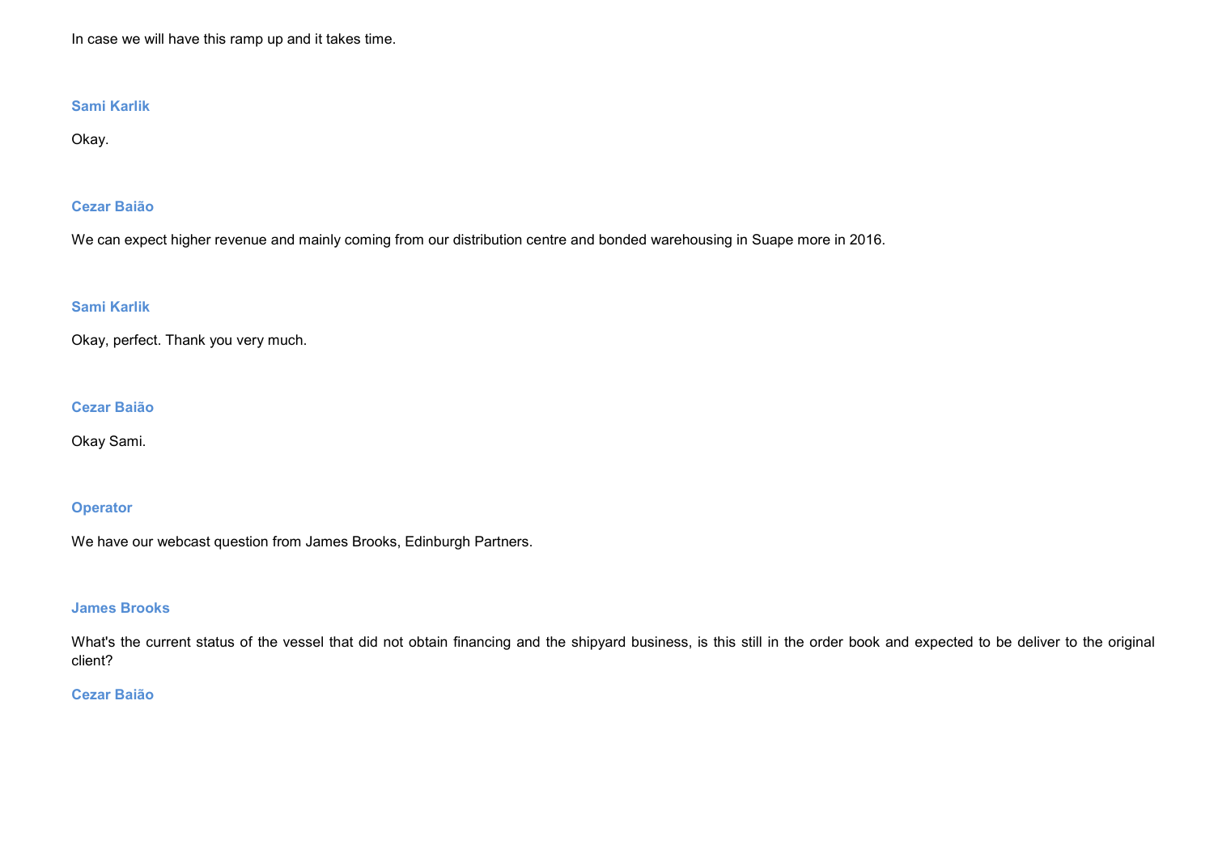In case we will have this ramp up and it takes time.

**Sami Karlik**

Okay.

**Cezar Baião**

We can expect higher revenue and mainly coming from our distribution centre and bonded warehousing in Suape more in 2016.

**Sami Karlik**

Okay, perfect. Thank you very much.

**Cezar Baião**

Okay Sami.

**Operator**

We have our webcast question from James Brooks, Edinburgh Partners.

**James Brooks**

What's the current status of the vessel that did not obtain financing and the shipyard business, is this still in the order book and expected to be deliver to the original client?

**Cezar Baião**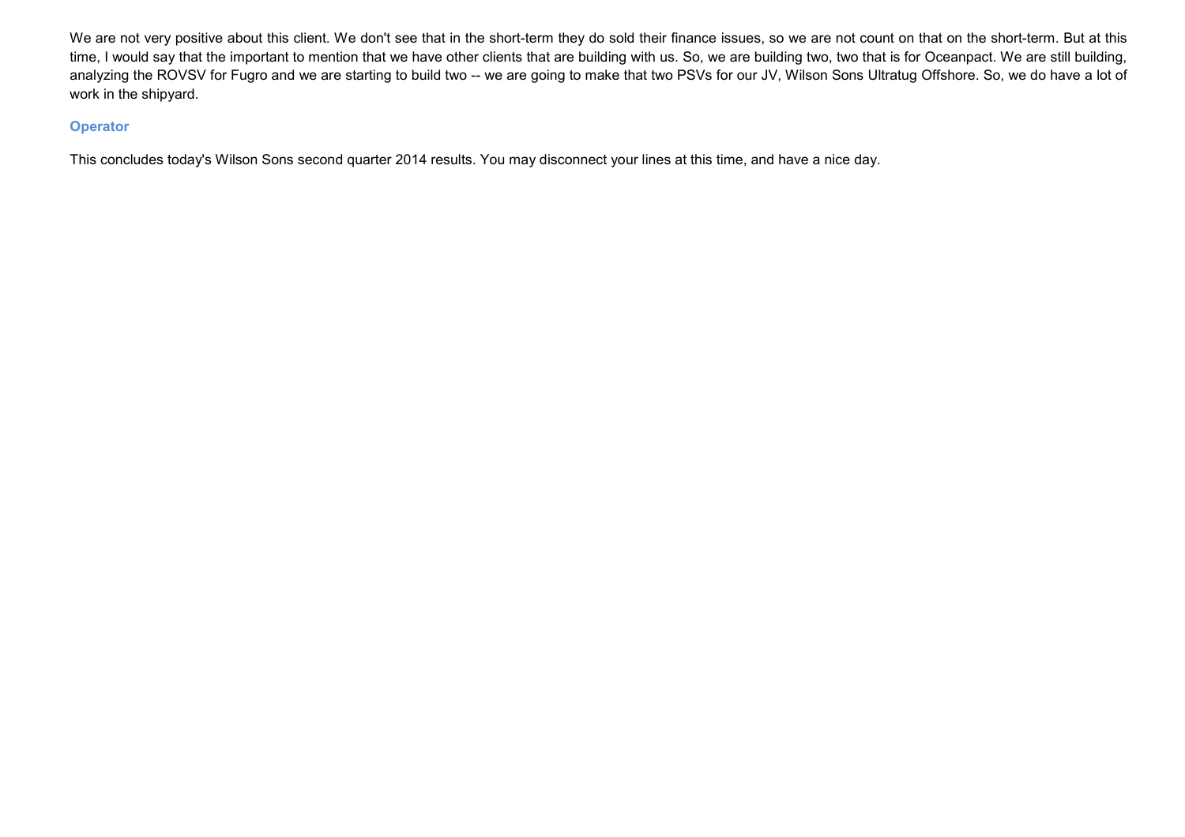We are not very positive about this client. We don't see that in the short-term they do sold their finance issues, so we are not count on that on the short-term. But at this time, I would say that the important to mention that we have other clients that are building with us. So, we are building two, two that is for Oceanpact. We are still building, analyzing the ROVSV for Fugro and we are starting to build two -- we are going to make that two PSVs for our JV, Wilson Sons Ultratug Offshore. So, we do have a lot of work in the shipyard.

**Operator**

This concludes today's Wilson Sons second quarter 2014 results. You may disconnect your lines at this time, and have a nice day.